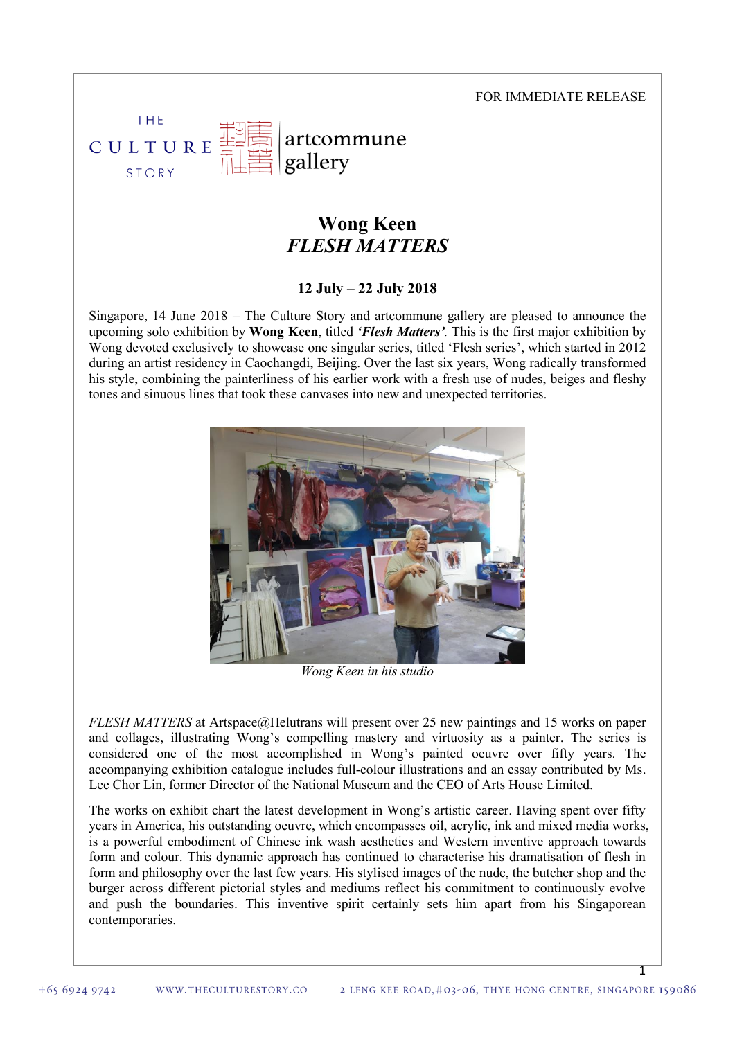FOR IMMEDIATE RELEASE

# Wong Keen
## *FLESH MATTERS*

**12 July – 22 July 2018**

Singapore, 14 June 2018 – The Culture Story and artcommune gallery are pleased to announce the upcoming solo exhibition by **Wong Keen**, titled ***'Flesh Matters'***. This is the first major exhibition by Wong devoted exclusively to showcase one singular series, titled 'Flesh series', which started in 2012 during an artist residency in Caochangdi, Beijing. Over the last six years, Wong radically transformed his style, combining the painterliness of his earlier work with a fresh use of nudes, beiges and fleshy tones and sinuous lines that took these canvases into new and unexpected territories.

*Wong Keen in his studio*

*FLESH MATTERS* at Artspace@Helutrans will present over 25 new paintings and 15 works on paper and collages, illustrating Wong's compelling mastery and virtuosity as a painter. The series is considered one of the most accomplished in Wong's painted oeuvre over fifty years. The accompanying exhibition catalogue includes full-colour illustrations and an essay contributed by Ms. Lee Chor Lin, former Director of the National Museum and the CEO of Arts House Limited.

The works on exhibit chart the latest development in Wong's artistic career. Having spent over fifty years in America, his outstanding oeuvre, which encompasses oil, acrylic, ink and mixed media works, is a powerful embodiment of Chinese ink wash aesthetics and Western inventive approach towards form and colour. This dynamic approach has continued to characterise his dramatisation of flesh in form and philosophy over the last few years. His stylised images of the nude, the butcher shop and the burger across different pictorial styles and mediums reflect his commitment to continuously evolve and push the boundaries. This inventive spirit certainly sets him apart from his Singaporean contemporaries.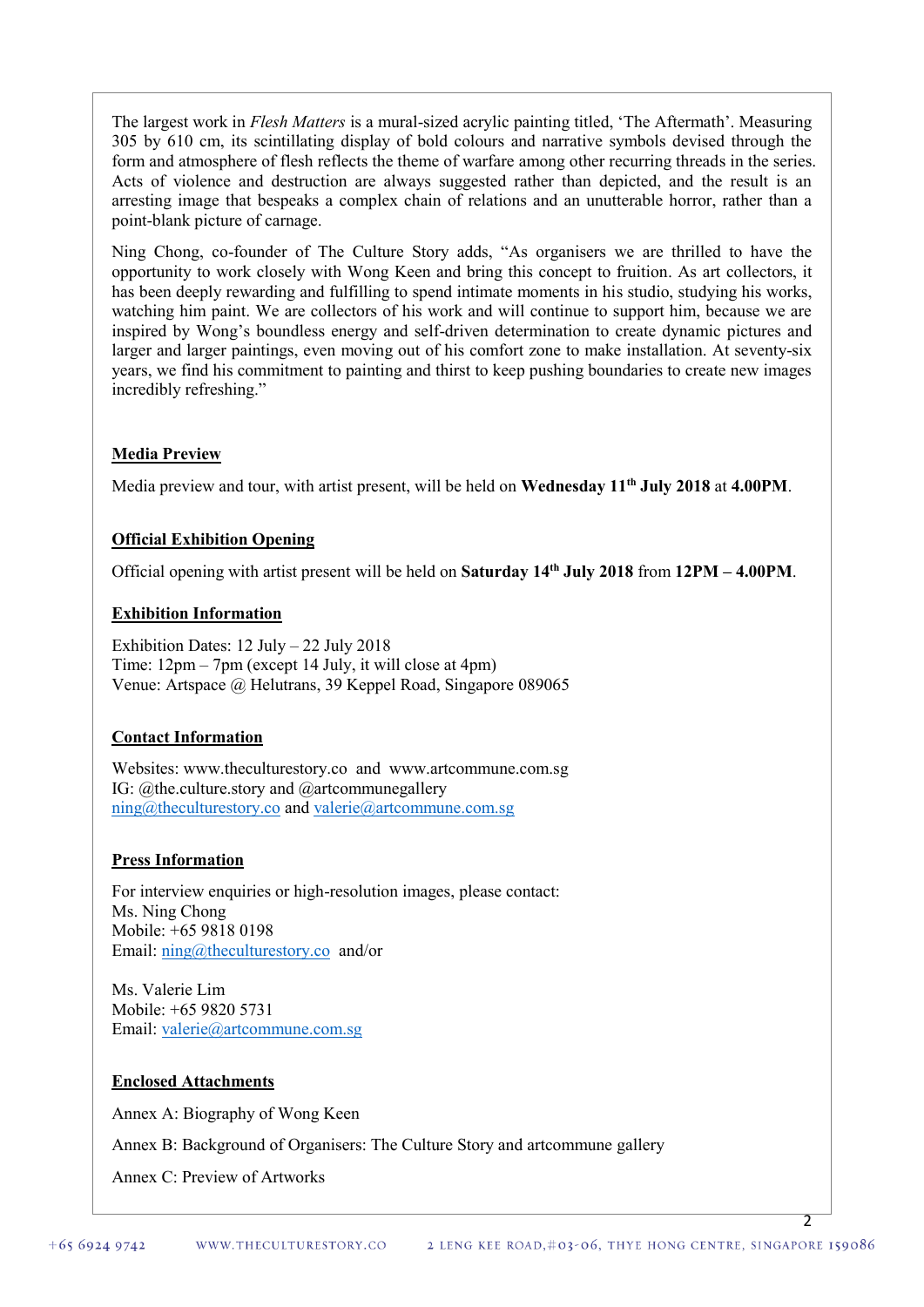The largest work in *Flesh Matters* is a mural-sized acrylic painting titled, 'The Aftermath'. Measuring 305 by 610 cm, its scintillating display of bold colours and narrative symbols devised through the form and atmosphere of flesh reflects the theme of warfare among other recurring threads in the series. Acts of violence and destruction are always suggested rather than depicted, and the result is an arresting image that bespeaks a complex chain of relations and an unutterable horror, rather than a point-blank picture of carnage.

Ning Chong, co-founder of The Culture Story adds, "As organisers we are thrilled to have the opportunity to work closely with Wong Keen and bring this concept to fruition. As art collectors, it has been deeply rewarding and fulfilling to spend intimate moments in his studio, studying his works, watching him paint. We are collectors of his work and will continue to support him, because we are inspired by Wong's boundless energy and self-driven determination to create dynamic pictures and larger and larger paintings, even moving out of his comfort zone to make installation. At seventy-six years, we find his commitment to painting and thirst to keep pushing boundaries to create new images incredibly refreshing."

**Media Preview**

Media preview and tour, with artist present, will be held on **Wednesday 11th July 2018** at **4.00PM**.

**Official Exhibition Opening**

Official opening with artist present will be held on **Saturday 14th July 2018** from **12PM – 4.00PM**.

**Exhibition Information**

Exhibition Dates: 12 July – 22 July 2018
Time: 12pm – 7pm (except 14 July, it will close at 4pm)
Venue: Artspace @ Helutrans, 39 Keppel Road, Singapore 089065

**Contact Information**

Websites: www.theculturestory.co and www.artcommune.com.sg
IG: @the.culture.story and @artcommunegallery
ning@theculturestory.co and valerie@artcommune.com.sg

**Press Information**

For interview enquiries or high-resolution images, please contact:
Ms. Ning Chong
Mobile: +65 9818 0198
Email: ning@theculturestory.co and/or

Ms. Valerie Lim
Mobile: +65 9820 5731
Email: valerie@artcommune.com.sg

**Enclosed Attachments**

Annex A: Biography of Wong Keen

Annex B: Background of Organisers: The Culture Story and artcommune gallery

Annex C: Preview of Artworks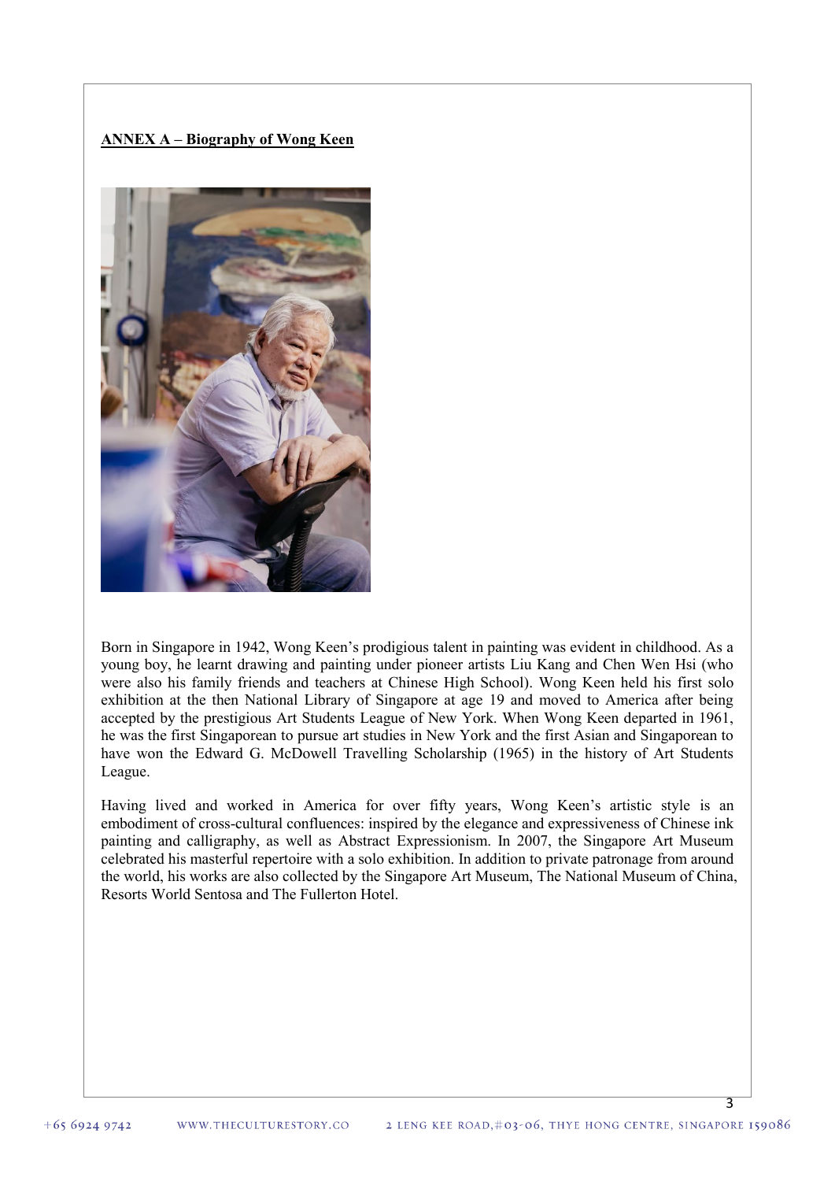**ANNEX A – Biography of Wong Keen**

Born in Singapore in 1942, Wong Keen's prodigious talent in painting was evident in childhood. As a young boy, he learnt drawing and painting under pioneer artists Liu Kang and Chen Wen Hsi (who were also his family friends and teachers at Chinese High School). Wong Keen held his first solo exhibition at the then National Library of Singapore at age 19 and moved to America after being accepted by the prestigious Art Students League of New York. When Wong Keen departed in 1961, he was the first Singaporean to pursue art studies in New York and the first Asian and Singaporean to have won the Edward G. McDowell Travelling Scholarship (1965) in the history of Art Students League.

Having lived and worked in America for over fifty years, Wong Keen's artistic style is an embodiment of cross-cultural confluences: inspired by the elegance and expressiveness of Chinese ink painting and calligraphy, as well as Abstract Expressionism. In 2007, the Singapore Art Museum celebrated his masterful repertoire with a solo exhibition. In addition to private patronage from around the world, his works are also collected by the Singapore Art Museum, The National Museum of China, Resorts World Sentosa and The Fullerton Hotel.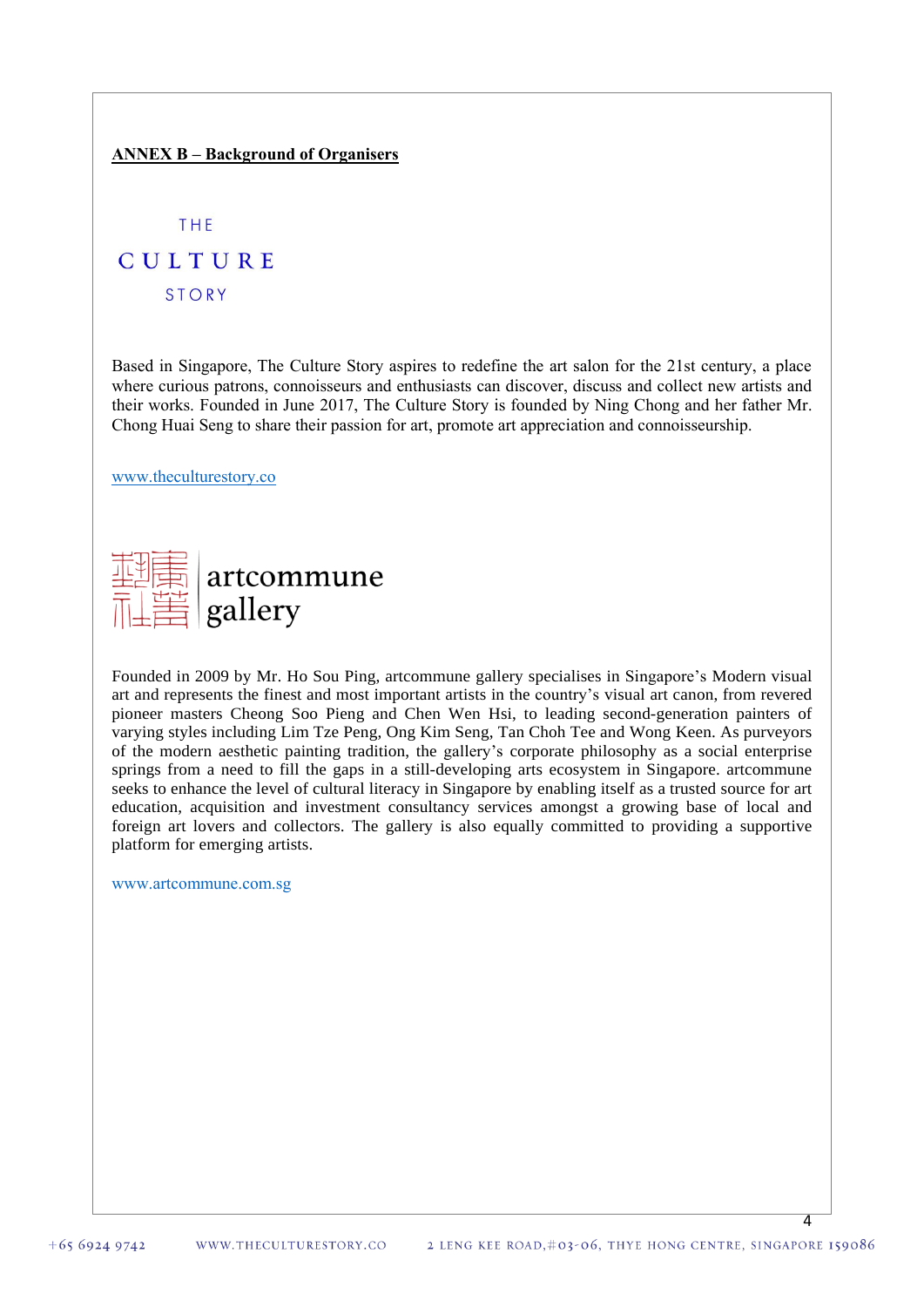**ANNEX B – Background of Organisers**

THE CULTURE STORY

Based in Singapore, The Culture Story aspires to redefine the art salon for the 21st century, a place where curious patrons, connoisseurs and enthusiasts can discover, discuss and collect new artists and their works. Founded in June 2017, The Culture Story is founded by Ning Chong and her father Mr. Chong Huai Seng to share their passion for art, promote art appreciation and connoisseurship.

www.theculturestory.co

artcommune gallery

Founded in 2009 by Mr. Ho Sou Ping, artcommune gallery specialises in Singapore's Modern visual art and represents the finest and most important artists in the country's visual art canon, from revered pioneer masters Cheong Soo Pieng and Chen Wen Hsi, to leading second-generation painters of varying styles including Lim Tze Peng, Ong Kim Seng, Tan Choh Tee and Wong Keen. As purveyors of the modern aesthetic painting tradition, the gallery's corporate philosophy as a social enterprise springs from a need to fill the gaps in a still-developing arts ecosystem in Singapore. artcommune seeks to enhance the level of cultural literacy in Singapore by enabling itself as a trusted source for art education, acquisition and investment consultancy services amongst a growing base of local and foreign art lovers and collectors. The gallery is also equally committed to providing a supportive platform for emerging artists.

www.artcommune.com.sg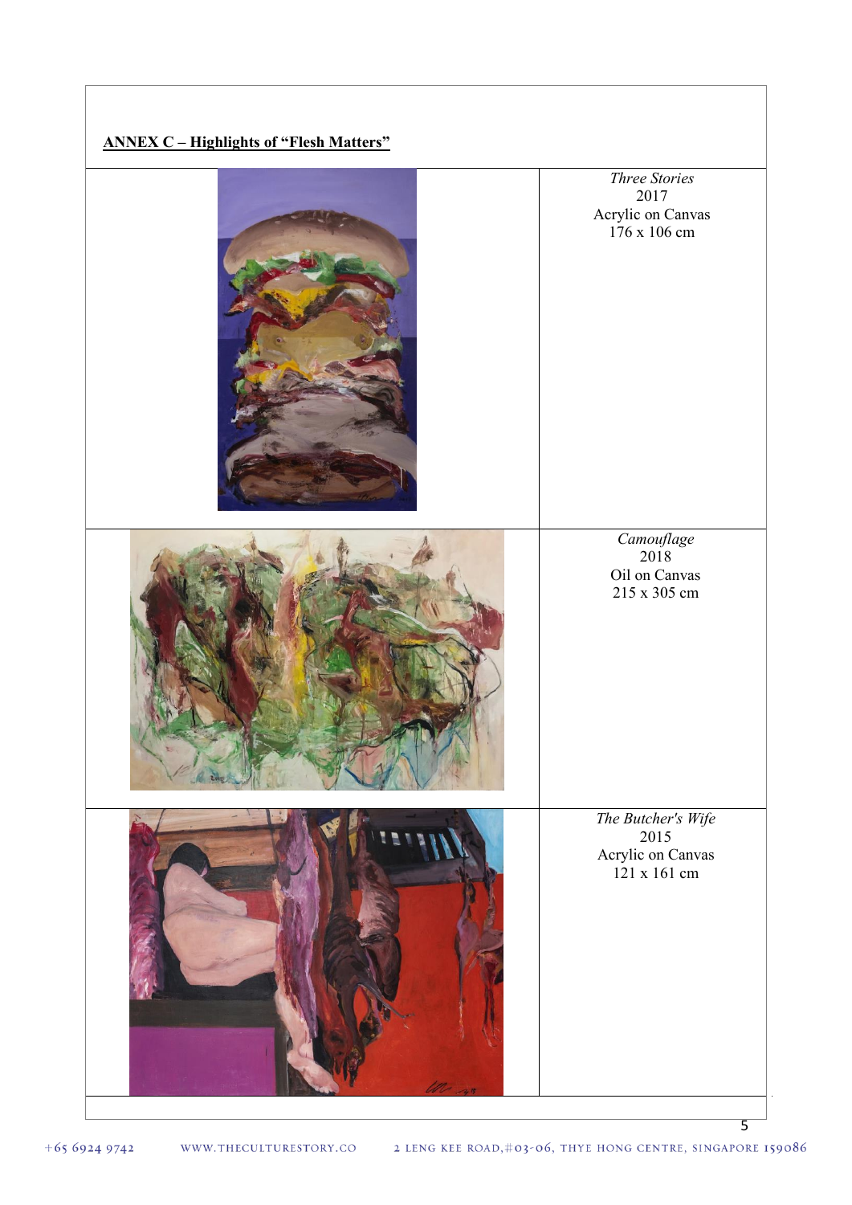**ANNEX C – Highlights of "Flesh Matters"**

*Three Stories*
2017
Acrylic on Canvas
176 x 106 cm

*Camouflage*
2018
Oil on Canvas
215 x 305 cm

*The Butcher's Wife*
2015
Acrylic on Canvas
121 x 161 cm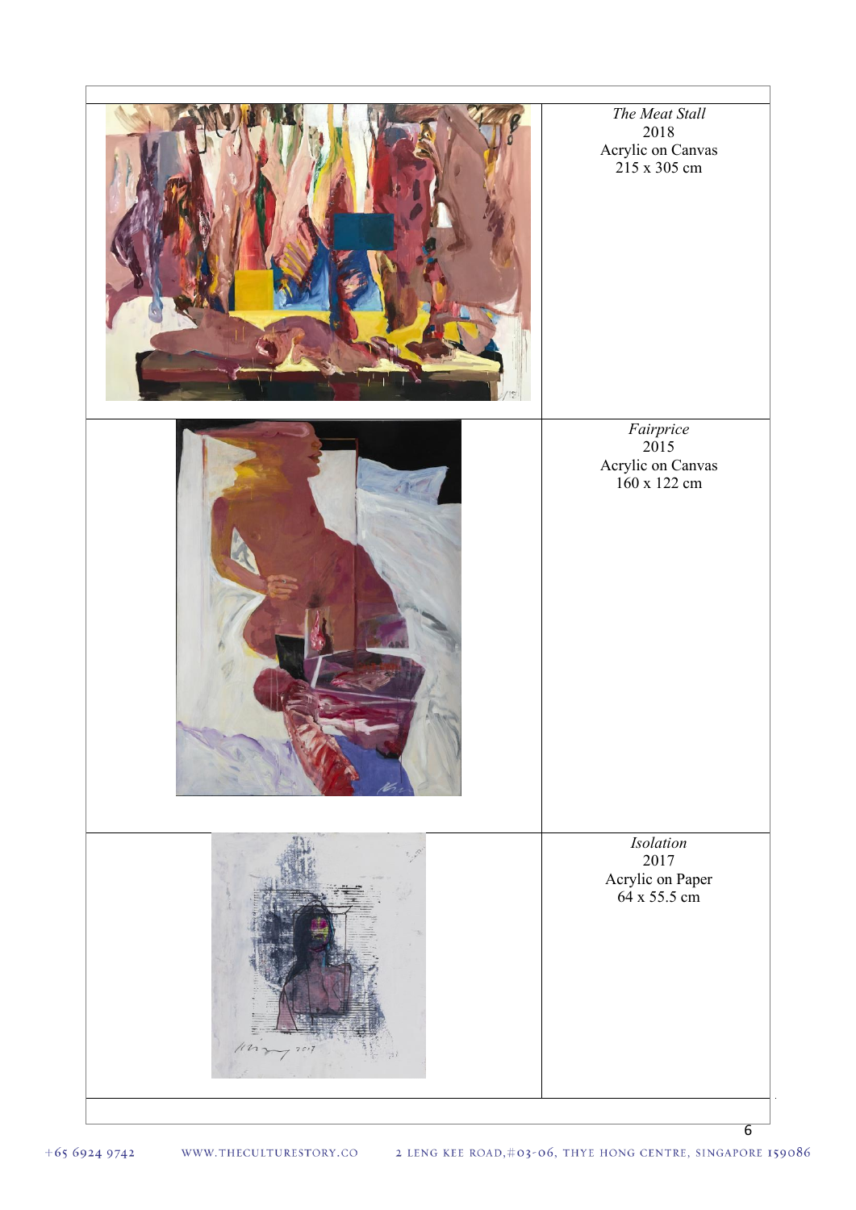| | |
|---|---|
| | *The Meat Stall*<br>2018<br>Acrylic on Canvas<br>215 x 305 cm |
| | *Fairprice*<br>2015<br>Acrylic on Canvas<br>160 x 122 cm |
| | *Isolation*<br>2017<br>Acrylic on Paper<br>64 x 55.5 cm |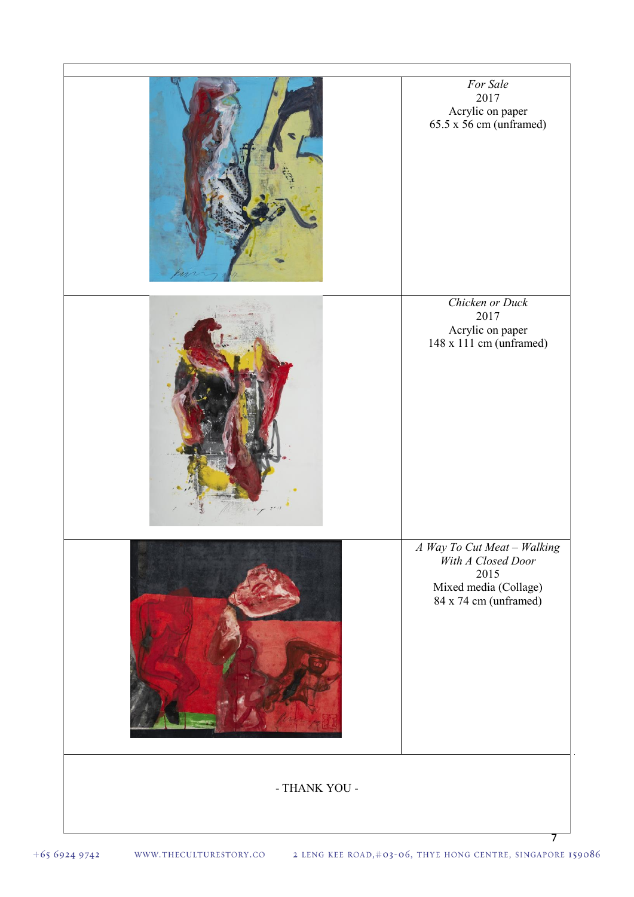| | |
|---|---|
| | *For Sale*<br>2017<br>Acrylic on paper<br>65.5 x 56 cm (unframed) |
| | *Chicken or Duck*<br>2017<br>Acrylic on paper<br>148 x 111 cm (unframed) |
| | *A Way To Cut Meat – Walking With A Closed Door*<br>2015<br>Mixed media (Collage)<br>84 x 74 cm (unframed) |

- THANK YOU -

+65 6924 9742 WWW.THECULTURESTORY.CO 2 LENG KEE ROAD,#03-06, THYE HONG CENTRE, SINGAPORE 159086